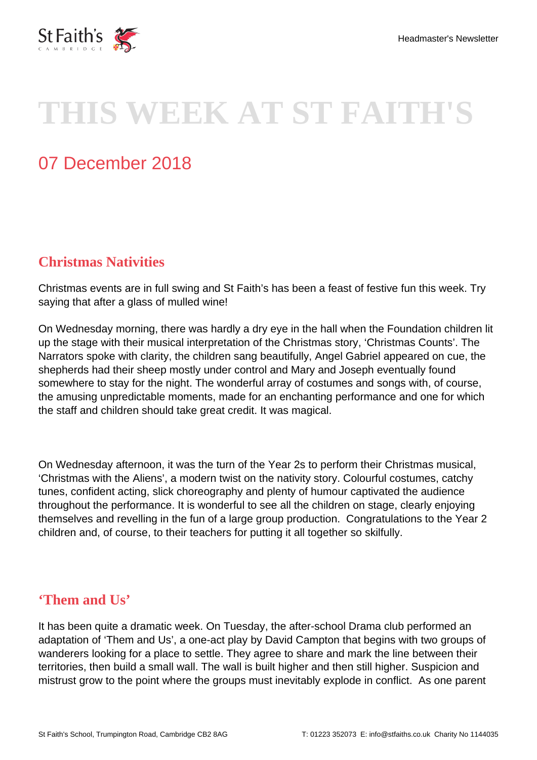# THIS WEEK AT ST FAITH'S

## 07 December 2018

### Christmas Nativities

Christmas events are in full swing and St Faith’s has been a feast of festive fun this week. Try saying that after a glass of mulled wine!

On Wednesday morning, there was hardly a dry eye in the hall when the Foundation children lit up the stage with their musical interpretation of the Christmas story, ‘Christmas Counts’. The Narrators spoke with clarity, the children sang beautifully, Angel Gabriel appeared on cue, the shepherds had their sheep mostly under control and Mary and Joseph eventually found somewhere to stay for the night. The wonderful array of costumes and songs with, of course, the amusing unpredictable moments, made for an enchanting performance and one for which the staff and children should take great credit. It was magical.

On Wednesday afternoon, it was the turn of the Year 2s to perform their Christmas musical, ‘Christmas with the Aliens’, a modern twist on the nativity story. Colourful costumes, catchy tunes, confident acting, slick choreography and plenty of humour captivated the audience throughout the performance. It is wonderful to see all the children on stage, clearly enjoying themselves and revelling in the fun of a large group production. Congratulations to the Year 2 children and, of course, to their teachers for putting it all together so skilfully.

### ‘Them and Us’

It has been quite a dramatic week. On Tuesday, the after-school Drama club performed an adaptation of ‘Them and Us’, a one-act play by David Campton that begins with two groups of wanderers looking for a place to settle. They agree to share and mark the line between their territories, then build a small wall. The wall is built higher and then still higher. Suspicion and mistrust grow to the point where the groups must inevitably explode in conflict. As one parent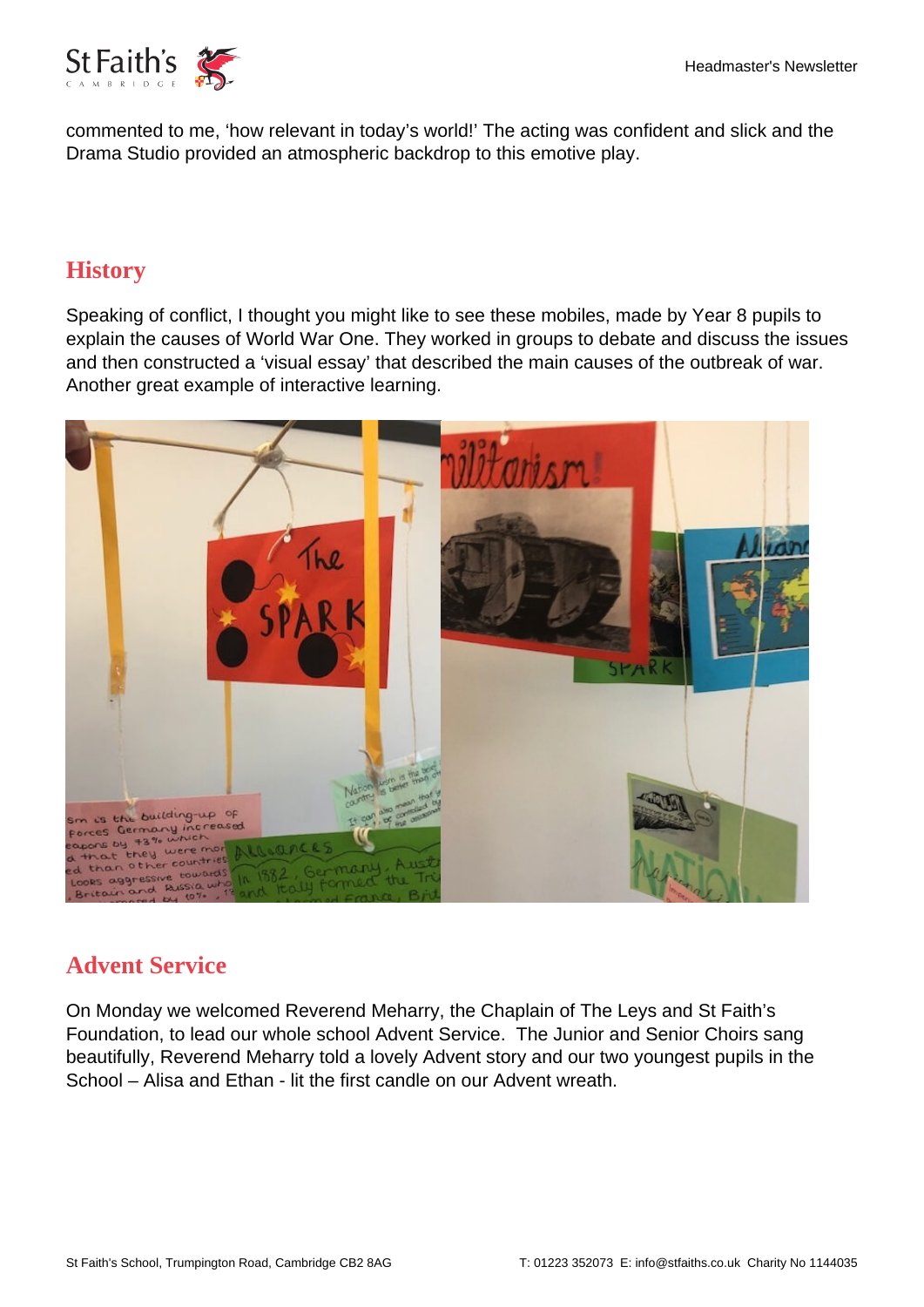commented to me, 'how relevant in today's world!' The acting was confident and slick and the Drama Studio provided an atmospheric backdrop to this emotive play.

## History

Speaking of conflict, I thought you might like to see these mobiles, made by Year 8 pupils to explain the causes of World War One. They worked in groups to debate and discuss the issues and then constructed a 'visual essay' that described the main causes of the outbreak of war. Another great example of interactive learning.

## Advent Service

On Monday we welcomed Reverend Meharry, the Chaplain of The Leys and St Faith's Foundation, to lead our whole school Advent Service. The Junior and Senior Choirs sang beautifully, Reverend Meharry told a lovely Advent story and our two youngest pupils in the School – Alisa and Ethan - lit the first candle on our Advent wreath.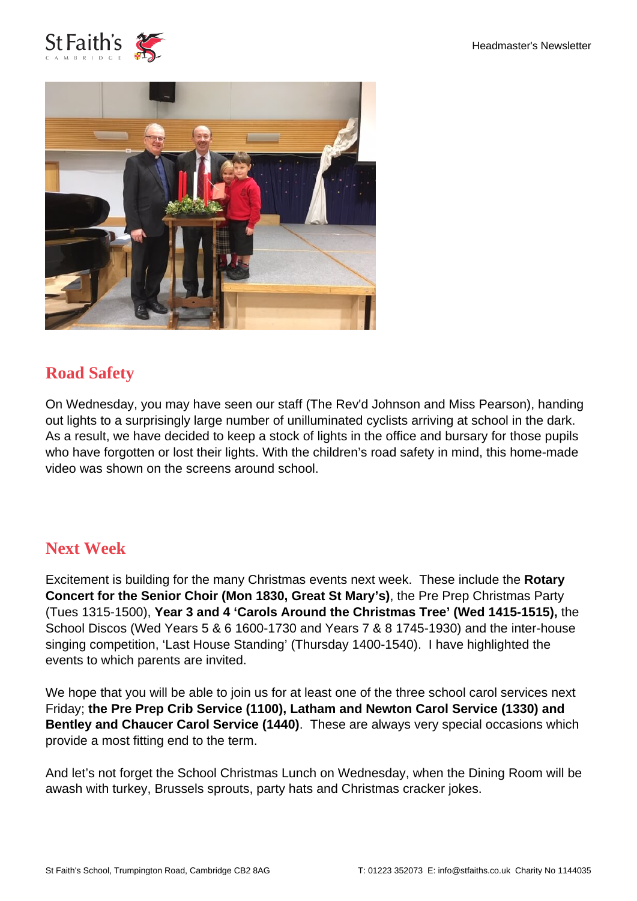## Road Safety

On Wednesday, you may have seen our staff (The Rev'd Johnson and Miss Pearson), handing out lights to a surprisingly large number of unilluminated cyclists arriving at school in the dark. As a result, we have decided to keep a stock of lights in the office and bursary for those pupils who have forgotten or lost their lights. With the children's road safety in mind, this home-made video was shown on the screens around school.

## Next Week

Excitement is building for the many Christmas events next week. These include the **Rotary Concert for the Senior Choir (Mon 1830, Great St Mary's)**, the Pre Prep Christmas Party (Tues 1315-1500), **Year 3 and 4 'Carols Around the Christmas Tree' (Wed 1415-1515),** the School Discos (Wed Years 5 & 6 1600-1730 and Years 7 & 8 1745-1930) and the inter-house singing competition, 'Last House Standing' (Thursday 1400-1540). I have highlighted the events to which parents are invited.

We hope that you will be able to join us for at least one of the three school carol services next Friday; **the Pre Prep Crib Service (1100), Latham and Newton Carol Service (1330) and Bentley and Chaucer Carol Service (1440)**. These are always very special occasions which provide a most fitting end to the term.

And let's not forget the School Christmas Lunch on Wednesday, when the Dining Room will be awash with turkey, Brussels sprouts, party hats and Christmas cracker jokes.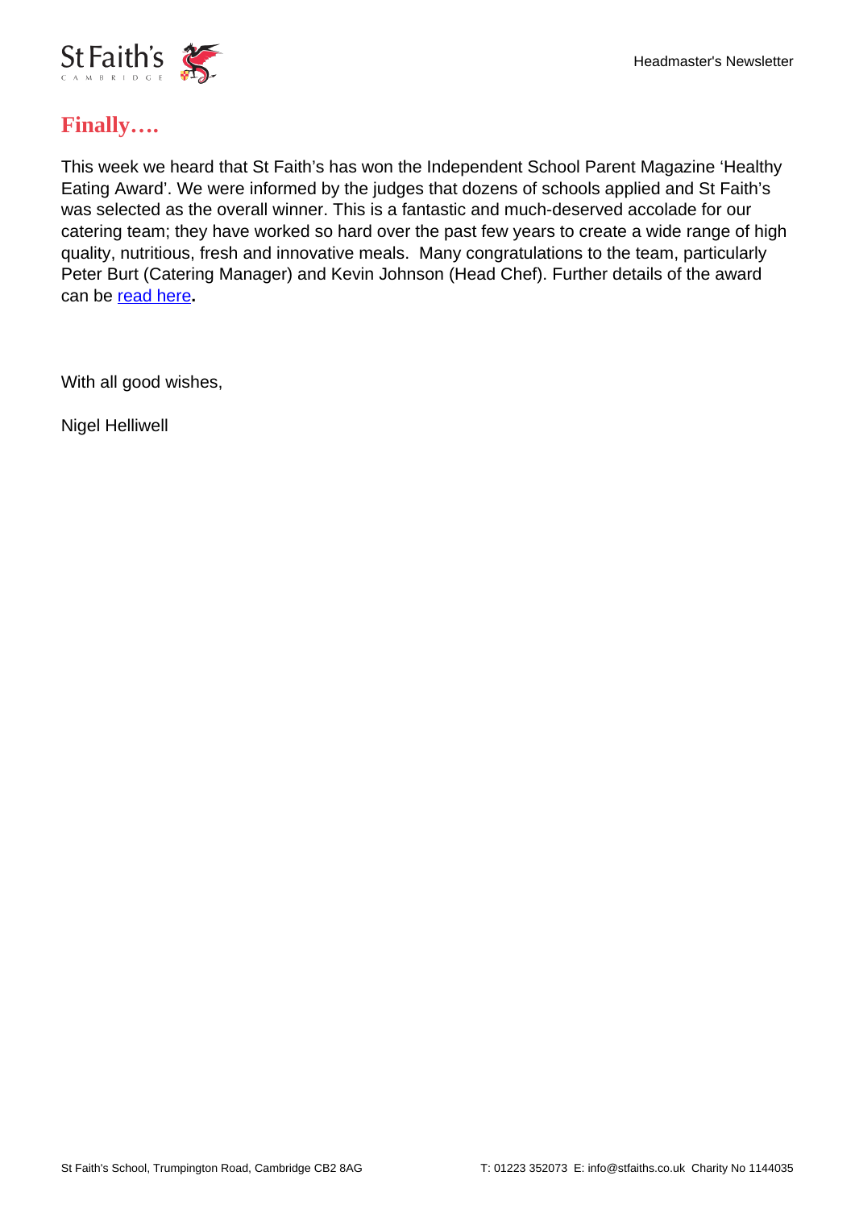## Finally….

This week we heard that St Faith's has won the Independent School Parent Magazine 'Healthy Eating Award'. We were informed by the judges that dozens of schools applied and St Faith's was selected as the overall winner. This is a fantastic and much-deserved accolade for our catering team; they have worked so hard over the past few years to create a wide range of high quality, nutritious, fresh and innovative meals. Many congratulations to the team, particularly Peter Burt (Catering Manager) and Kevin Johnson (Head Chef). Further details of the award can be read here**.**

With all good wishes,

Nigel Helliwell